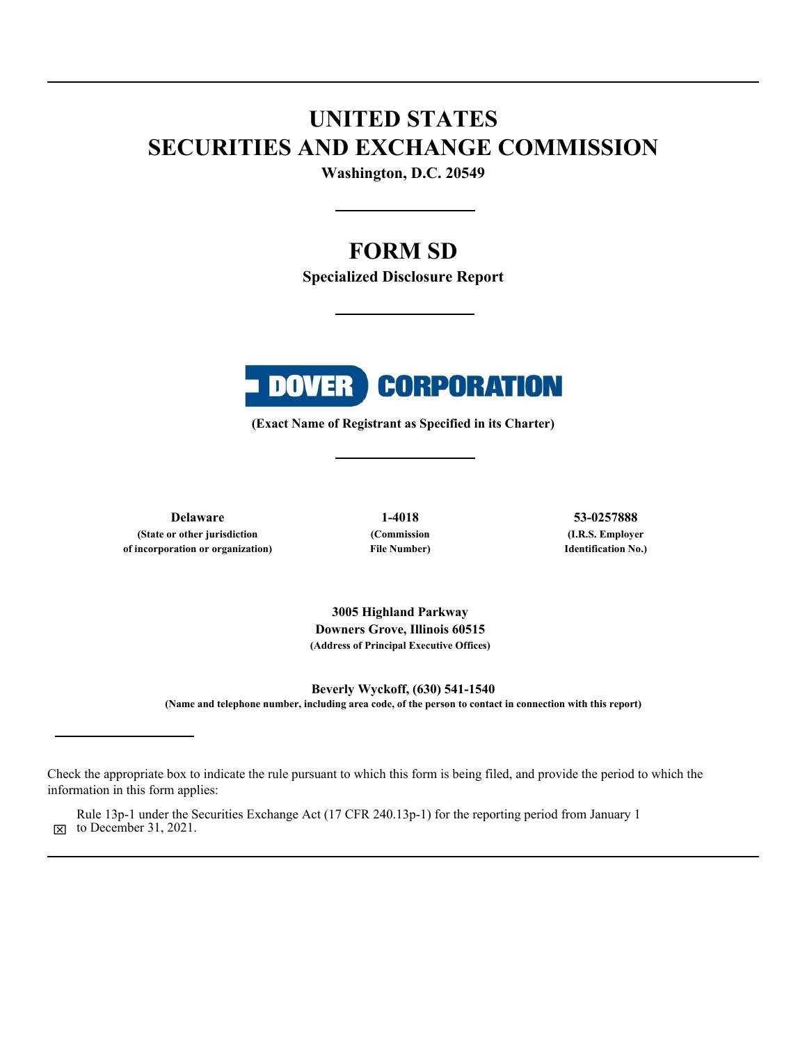# UNITED STATES
# SECURITIES AND EXCHANGE COMMISSION

**Washington, D.C. 20549**

---

# FORM SD

**Specialized Disclosure Report**

---

**DOVER CORPORATION**

**(Exact Name of Registrant as Specified in its Charter)**

---

| **Delaware** | **1-4018** | **53-0257888** |
|---|---|---|
| **(State or other jurisdiction of incorporation or organization)** | **(Commission File Number)** | **(I.R.S. Employer Identification No.)** |

**3005 Highland Parkway**
**Downers Grove, Illinois 60515**
**(Address of Principal Executive Offices)**

**Beverly Wyckoff, (630) 541-1540**
**(Name and telephone number, including area code, of the person to contact in connection with this report)**

---

Check the appropriate box to indicate the rule pursuant to which this form is being filed, and provide the period to which the information in this form applies:

☒ Rule 13p-1 under the Securities Exchange Act (17 CFR 240.13p-1) for the reporting period from January 1 to December 31, 2021.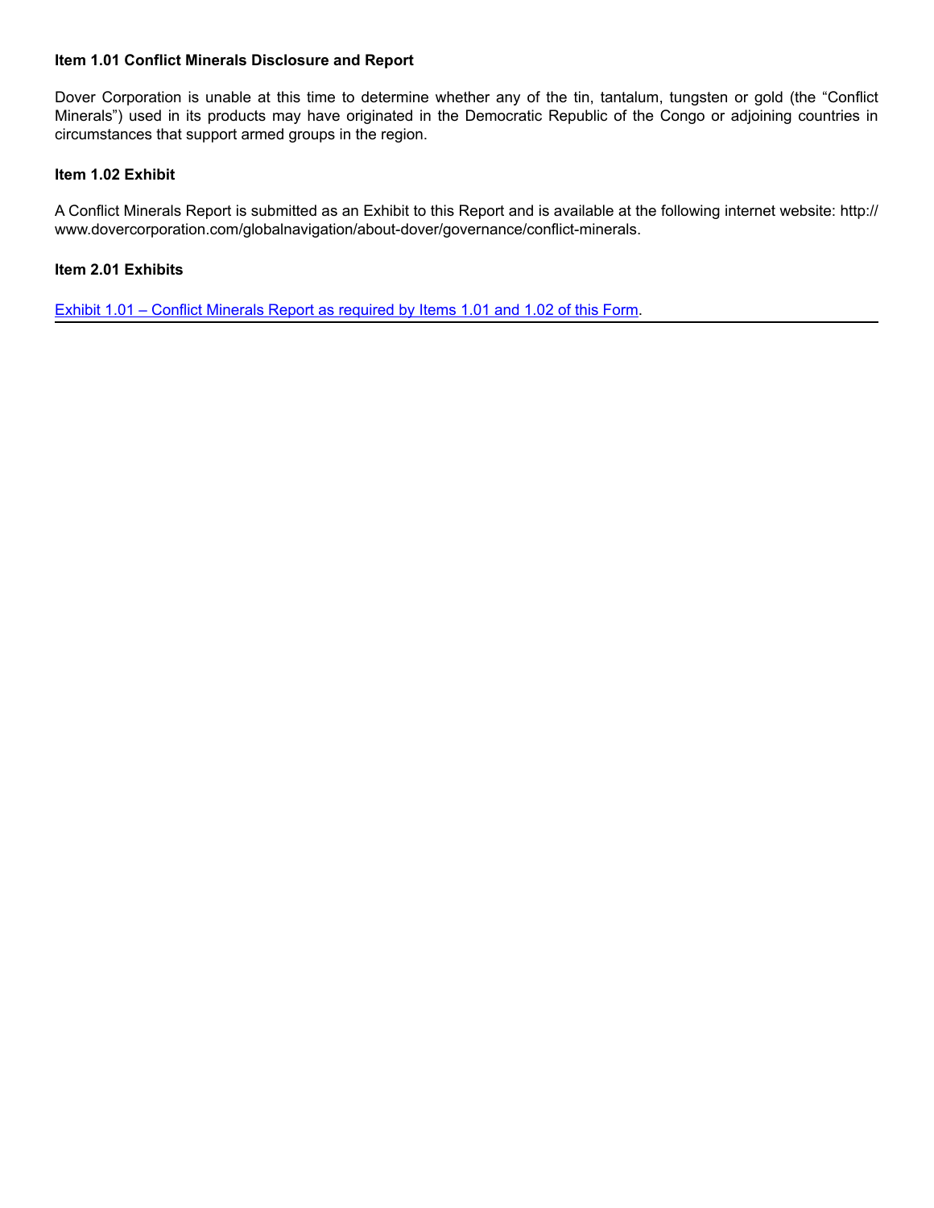**Item 1.01 Conflict Minerals Disclosure and Report**

Dover Corporation is unable at this time to determine whether any of the tin, tantalum, tungsten or gold (the "Conflict Minerals") used in its products may have originated in the Democratic Republic of the Congo or adjoining countries in circumstances that support armed groups in the region.

**Item 1.02 Exhibit**

A Conflict Minerals Report is submitted as an Exhibit to this Report and is available at the following internet website: http://www.dovercorporation.com/globalnavigation/about-dover/governance/conflict-minerals.

**Item 2.01 Exhibits**

Exhibit 1.01 – Conflict Minerals Report as required by Items 1.01 and 1.02 of this Form.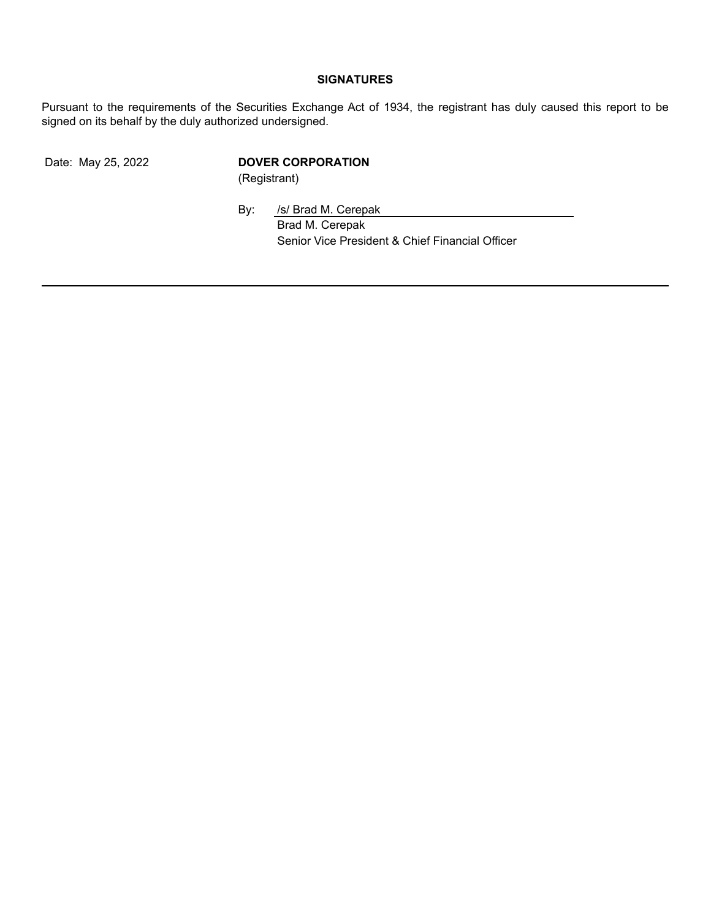**SIGNATURES**

Pursuant to the requirements of the Securities Exchange Act of 1934, the registrant has duly caused this report to be signed on its behalf by the duly authorized undersigned.

Date: May 25, 2022

**DOVER CORPORATION**
(Registrant)

By: /s/ Brad M. Cerepak
Brad M. Cerepak
Senior Vice President & Chief Financial Officer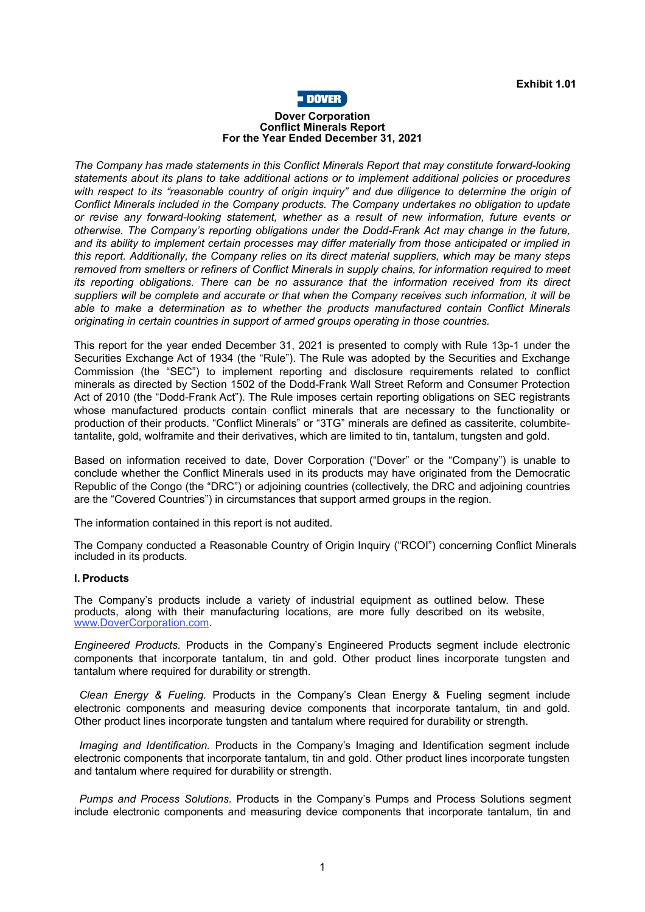**Exhibit 1.01**

**Dover Corporation**
**Conflict Minerals Report**
**For the Year Ended December 31, 2021**

*The Company has made statements in this Conflict Minerals Report that may constitute forward-looking statements about its plans to take additional actions or to implement additional policies or procedures with respect to its "reasonable country of origin inquiry" and due diligence to determine the origin of Conflict Minerals included in the Company products. The Company undertakes no obligation to update or revise any forward-looking statement, whether as a result of new information, future events or otherwise. The Company's reporting obligations under the Dodd-Frank Act may change in the future, and its ability to implement certain processes may differ materially from those anticipated or implied in this report. Additionally, the Company relies on its direct material suppliers, which may be many steps removed from smelters or refiners of Conflict Minerals in supply chains, for information required to meet its reporting obligations. There can be no assurance that the information received from its direct suppliers will be complete and accurate or that when the Company receives such information, it will be able to make a determination as to whether the products manufactured contain Conflict Minerals originating in certain countries in support of armed groups operating in those countries.*

This report for the year ended December 31, 2021 is presented to comply with Rule 13p-1 under the Securities Exchange Act of 1934 (the "Rule"). The Rule was adopted by the Securities and Exchange Commission (the "SEC") to implement reporting and disclosure requirements related to conflict minerals as directed by Section 1502 of the Dodd-Frank Wall Street Reform and Consumer Protection Act of 2010 (the "Dodd-Frank Act"). The Rule imposes certain reporting obligations on SEC registrants whose manufactured products contain conflict minerals that are necessary to the functionality or production of their products. "Conflict Minerals" or "3TG" minerals are defined as cassiterite, columbite-tantalite, gold, wolframite and their derivatives, which are limited to tin, tantalum, tungsten and gold.

Based on information received to date, Dover Corporation ("Dover" or the "Company") is unable to conclude whether the Conflict Minerals used in its products may have originated from the Democratic Republic of the Congo (the "DRC") or adjoining countries (collectively, the DRC and adjoining countries are the "Covered Countries") in circumstances that support armed groups in the region.

The information contained in this report is not audited.

The Company conducted a Reasonable Country of Origin Inquiry ("RCOI") concerning Conflict Minerals included in its products.

**I. Products**

The Company's products include a variety of industrial equipment as outlined below. These products, along with their manufacturing locations, are more fully described on its website, www.DoverCorporation.com.

*Engineered Products.* Products in the Company's Engineered Products segment include electronic components that incorporate tantalum, tin and gold. Other product lines incorporate tungsten and tantalum where required for durability or strength.

*Clean Energy & Fueling.* Products in the Company's Clean Energy & Fueling segment include electronic components and measuring device components that incorporate tantalum, tin and gold. Other product lines incorporate tungsten and tantalum where required for durability or strength.

*Imaging and Identification.* Products in the Company's Imaging and Identification segment include electronic components that incorporate tantalum, tin and gold. Other product lines incorporate tungsten and tantalum where required for durability or strength.

*Pumps and Process Solutions.* Products in the Company's Pumps and Process Solutions segment include electronic components and measuring device components that incorporate tantalum, tin and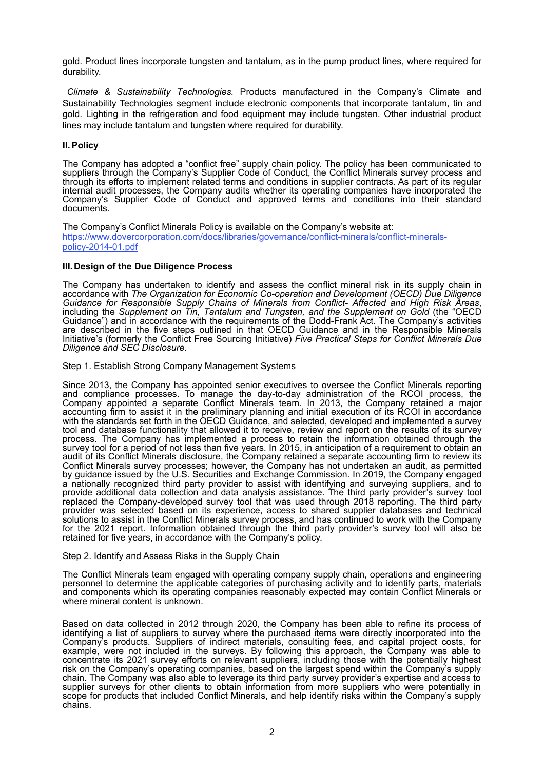gold. Product lines incorporate tungsten and tantalum, as in the pump product lines, where required for durability.

*Climate & Sustainability Technologies.* Products manufactured in the Company's Climate and Sustainability Technologies segment include electronic components that incorporate tantalum, tin and gold. Lighting in the refrigeration and food equipment may include tungsten. Other industrial product lines may include tantalum and tungsten where required for durability.

## II. Policy

The Company has adopted a "conflict free" supply chain policy. The policy has been communicated to suppliers through the Company's Supplier Code of Conduct, the Conflict Minerals survey process and through its efforts to implement related terms and conditions in supplier contracts. As part of its regular internal audit processes, the Company audits whether its operating companies have incorporated the Company's Supplier Code of Conduct and approved terms and conditions into their standard documents.

The Company's Conflict Minerals Policy is available on the Company's website at: [https://www.dovercorporation.com/docs/libraries/governance/conflict-minerals/conflict-minerals-policy-2014-01.pdf](https://www.dovercorporation.com/docs/libraries/governance/conflict-minerals/conflict-minerals-policy-2014-01.pdf)

## III. Design of the Due Diligence Process

The Company has undertaken to identify and assess the conflict mineral risk in its supply chain in accordance with *The Organization for Economic Co-operation and Development (OECD) Due Diligence Guidance for Responsible Supply Chains of Minerals from Conflict- Affected and High Risk Areas*, including the *Supplement on Tin, Tantalum and Tungsten, and the Supplement on Gold* (the "OECD Guidance") and in accordance with the requirements of the Dodd-Frank Act. The Company's activities are described in the five steps outlined in that OECD Guidance and in the Responsible Minerals Initiative's (formerly the Conflict Free Sourcing Initiative) *Five Practical Steps for Conflict Minerals Due Diligence and SEC Disclosure*.

Step 1. Establish Strong Company Management Systems

Since 2013, the Company has appointed senior executives to oversee the Conflict Minerals reporting and compliance processes. To manage the day-to-day administration of the RCOI process, the Company appointed a separate Conflict Minerals team. In 2013, the Company retained a major accounting firm to assist it in the preliminary planning and initial execution of its RCOI in accordance with the standards set forth in the OECD Guidance, and selected, developed and implemented a survey tool and database functionality that allowed it to receive, review and report on the results of its survey process. The Company has implemented a process to retain the information obtained through the survey tool for a period of not less than five years. In 2015, in anticipation of a requirement to obtain an audit of its Conflict Minerals disclosure, the Company retained a separate accounting firm to review its Conflict Minerals survey processes; however, the Company has not undertaken an audit, as permitted by guidance issued by the U.S. Securities and Exchange Commission. In 2019, the Company engaged a nationally recognized third party provider to assist with identifying and surveying suppliers, and to provide additional data collection and data analysis assistance. The third party provider's survey tool replaced the Company-developed survey tool that was used through 2018 reporting. The third party provider was selected based on its experience, access to shared supplier databases and technical solutions to assist in the Conflict Minerals survey process, and has continued to work with the Company for the 2021 report. Information obtained through the third party provider's survey tool will also be retained for five years, in accordance with the Company's policy.

Step 2. Identify and Assess Risks in the Supply Chain

The Conflict Minerals team engaged with operating company supply chain, operations and engineering personnel to determine the applicable categories of purchasing activity and to identify parts, materials and components which its operating companies reasonably expected may contain Conflict Minerals or where mineral content is unknown.

Based on data collected in 2012 through 2020, the Company has been able to refine its process of identifying a list of suppliers to survey where the purchased items were directly incorporated into the Company's products. Suppliers of indirect materials, consulting fees, and capital project costs, for example, were not included in the surveys. By following this approach, the Company was able to concentrate its 2021 survey efforts on relevant suppliers, including those with the potentially highest risk on the Company's operating companies, based on the largest spend within the Company's supply chain. The Company was also able to leverage its third party survey provider's expertise and access to supplier surveys for other clients to obtain information from more suppliers who were potentially in scope for products that included Conflict Minerals, and help identify risks within the Company's supply chains.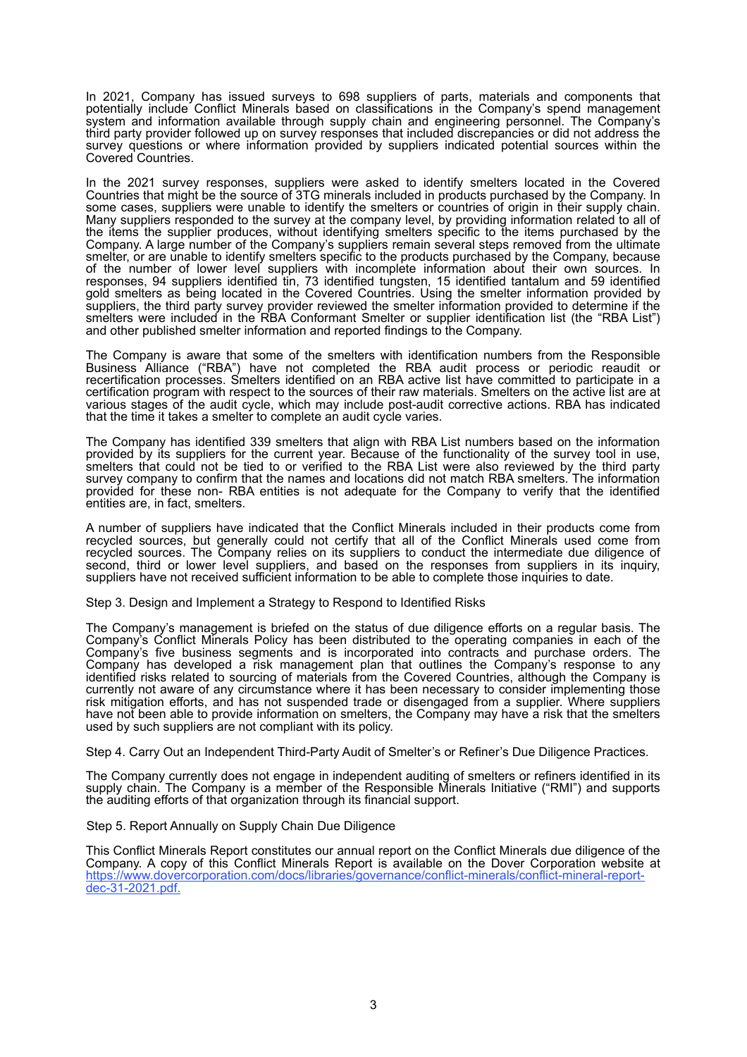In 2021, Company has issued surveys to 698 suppliers of parts, materials and components that potentially include Conflict Minerals based on classifications in the Company's spend management system and information available through supply chain and engineering personnel. The Company's third party provider followed up on survey responses that included discrepancies or did not address the survey questions or where information provided by suppliers indicated potential sources within the Covered Countries.

In the 2021 survey responses, suppliers were asked to identify smelters located in the Covered Countries that might be the source of 3TG minerals included in products purchased by the Company. In some cases, suppliers were unable to identify the smelters or countries of origin in their supply chain. Many suppliers responded to the survey at the company level, by providing information related to all of the items the supplier produces, without identifying smelters specific to the items purchased by the Company. A large number of the Company's suppliers remain several steps removed from the ultimate smelter, or are unable to identify smelters specific to the products purchased by the Company, because of the number of lower level suppliers with incomplete information about their own sources. In responses, 94 suppliers identified tin, 73 identified tungsten, 15 identified tantalum and 59 identified gold smelters as being located in the Covered Countries. Using the smelter information provided by suppliers, the third party survey provider reviewed the smelter information provided to determine if the smelters were included in the RBA Conformant Smelter or supplier identification list (the "RBA List") and other published smelter information and reported findings to the Company.

The Company is aware that some of the smelters with identification numbers from the Responsible Business Alliance ("RBA") have not completed the RBA audit process or periodic reaudit or recertification processes. Smelters identified on an RBA active list have committed to participate in a certification program with respect to the sources of their raw materials. Smelters on the active list are at various stages of the audit cycle, which may include post-audit corrective actions. RBA has indicated that the time it takes a smelter to complete an audit cycle varies.

The Company has identified 339 smelters that align with RBA List numbers based on the information provided by its suppliers for the current year. Because of the functionality of the survey tool in use, smelters that could not be tied to or verified to the RBA List were also reviewed by the third party survey company to confirm that the names and locations did not match RBA smelters. The information provided for these non- RBA entities is not adequate for the Company to verify that the identified entities are, in fact, smelters.

A number of suppliers have indicated that the Conflict Minerals included in their products come from recycled sources, but generally could not certify that all of the Conflict Minerals used come from recycled sources. The Company relies on its suppliers to conduct the intermediate due diligence of second, third or lower level suppliers, and based on the responses from suppliers in its inquiry, suppliers have not received sufficient information to be able to complete those inquiries to date.

Step 3. Design and Implement a Strategy to Respond to Identified Risks

The Company's management is briefed on the status of due diligence efforts on a regular basis. The Company's Conflict Minerals Policy has been distributed to the operating companies in each of the Company's five business segments and is incorporated into contracts and purchase orders. The Company has developed a risk management plan that outlines the Company's response to any identified risks related to sourcing of materials from the Covered Countries, although the Company is currently not aware of any circumstance where it has been necessary to consider implementing those risk mitigation efforts, and has not suspended trade or disengaged from a supplier. Where suppliers have not been able to provide information on smelters, the Company may have a risk that the smelters used by such suppliers are not compliant with its policy.

Step 4. Carry Out an Independent Third-Party Audit of Smelter's or Refiner's Due Diligence Practices.

The Company currently does not engage in independent auditing of smelters or refiners identified in its supply chain. The Company is a member of the Responsible Minerals Initiative ("RMI") and supports the auditing efforts of that organization through its financial support.

Step 5. Report Annually on Supply Chain Due Diligence

This Conflict Minerals Report constitutes our annual report on the Conflict Minerals due diligence of the Company. A copy of this Conflict Minerals Report is available on the Dover Corporation website at https://www.dovercorporation.com/docs/libraries/governance/conflict-minerals/conflict-mineral-report-dec-31-2021.pdf.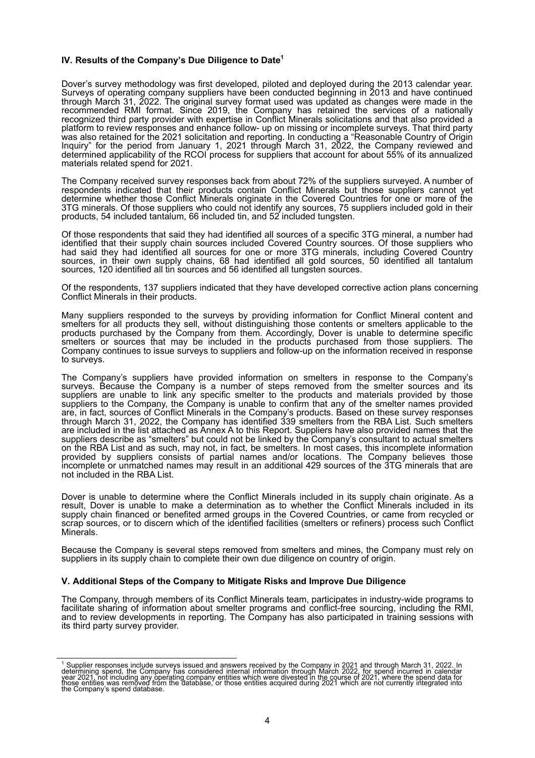## IV. Results of the Company's Due Diligence to Date[1]

Dover's survey methodology was first developed, piloted and deployed during the 2013 calendar year. Surveys of operating company suppliers have been conducted beginning in 2013 and have continued through March 31, 2022. The original survey format used was updated as changes were made in the recommended RMI format. Since 2019, the Company has retained the services of a nationally recognized third party provider with expertise in Conflict Minerals solicitations and that also provided a platform to review responses and enhance follow- up on missing or incomplete surveys. That third party was also retained for the 2021 solicitation and reporting. In conducting a "Reasonable Country of Origin Inquiry" for the period from January 1, 2021 through March 31, 2022, the Company reviewed and determined applicability of the RCOI process for suppliers that account for about 55% of its annualized materials related spend for 2021.

The Company received survey responses back from about 72% of the suppliers surveyed. A number of respondents indicated that their products contain Conflict Minerals but those suppliers cannot yet determine whether those Conflict Minerals originate in the Covered Countries for one or more of the 3TG minerals. Of those suppliers who could not identify any sources, 75 suppliers included gold in their products, 54 included tantalum, 66 included tin, and 52 included tungsten.

Of those respondents that said they had identified all sources of a specific 3TG mineral, a number had identified that their supply chain sources included Covered Country sources. Of those suppliers who had said they had identified all sources for one or more 3TG minerals, including Covered Country sources, in their own supply chains, 68 had identified all gold sources, 50 identified all tantalum sources, 120 identified all tin sources and 56 identified all tungsten sources.

Of the respondents, 137 suppliers indicated that they have developed corrective action plans concerning Conflict Minerals in their products.

Many suppliers responded to the surveys by providing information for Conflict Mineral content and smelters for all products they sell, without distinguishing those contents or smelters applicable to the products purchased by the Company from them. Accordingly, Dover is unable to determine specific smelters or sources that may be included in the products purchased from those suppliers. The Company continues to issue surveys to suppliers and follow-up on the information received in response to surveys.

The Company's suppliers have provided information on smelters in response to the Company's surveys. Because the Company is a number of steps removed from the smelter sources and its suppliers are unable to link any specific smelter to the products and materials provided by those suppliers to the Company, the Company is unable to confirm that any of the smelter names provided are, in fact, sources of Conflict Minerals in the Company's products. Based on these survey responses through March 31, 2022, the Company has identified 339 smelters from the RBA List. Such smelters are included in the list attached as Annex A to this Report. Suppliers have also provided names that the suppliers describe as "smelters" but could not be linked by the Company's consultant to actual smelters on the RBA List and as such, may not, in fact, be smelters. In most cases, this incomplete information provided by suppliers consists of partial names and/or locations. The Company believes those incomplete or unmatched names may result in an additional 429 sources of the 3TG minerals that are not included in the RBA List.

Dover is unable to determine where the Conflict Minerals included in its supply chain originate. As a result, Dover is unable to make a determination as to whether the Conflict Minerals included in its supply chain financed or benefited armed groups in the Covered Countries, or came from recycled or scrap sources, or to discern which of the identified facilities (smelters or refiners) process such Conflict Minerals.

Because the Company is several steps removed from smelters and mines, the Company must rely on suppliers in its supply chain to complete their own due diligence on country of origin.

## V. Additional Steps of the Company to Mitigate Risks and Improve Due Diligence

The Company, through members of its Conflict Minerals team, participates in industry-wide programs to facilitate sharing of information about smelter programs and conflict-free sourcing, including the RMI, and to review developments in reporting. The Company has also participated in training sessions with its third party survey provider.

---

[1] Supplier responses include surveys issued and answers received by the Company in 2021 and through March 31, 2022. In determining spend, the Company has considered internal information through March 2022, for spend incurred in calendar year 2021, not including any operating company entities which were divested in the course of 2021, where the spend data for those entities was removed from the database, or those entities acquired during 2021 which are not currently integrated into the Company's spend database.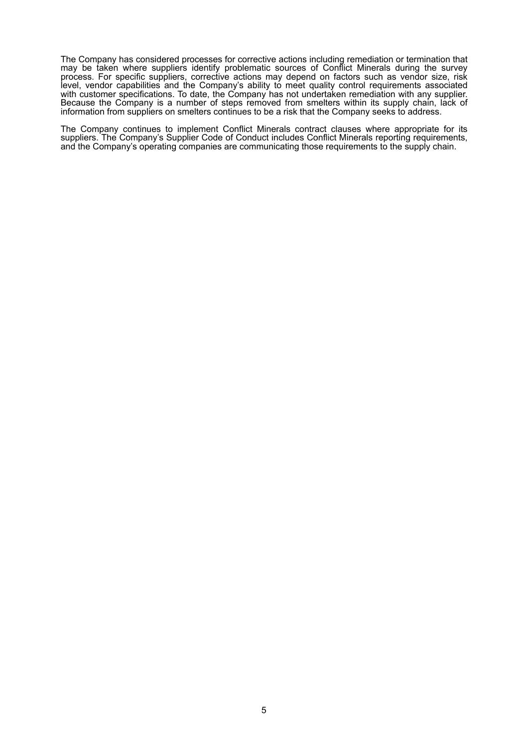The Company has considered processes for corrective actions including remediation or termination that may be taken where suppliers identify problematic sources of Conflict Minerals during the survey process. For specific suppliers, corrective actions may depend on factors such as vendor size, risk level, vendor capabilities and the Company's ability to meet quality control requirements associated with customer specifications. To date, the Company has not undertaken remediation with any supplier. Because the Company is a number of steps removed from smelters within its supply chain, lack of information from suppliers on smelters continues to be a risk that the Company seeks to address.

The Company continues to implement Conflict Minerals contract clauses where appropriate for its suppliers. The Company's Supplier Code of Conduct includes Conflict Minerals reporting requirements, and the Company's operating companies are communicating those requirements to the supply chain.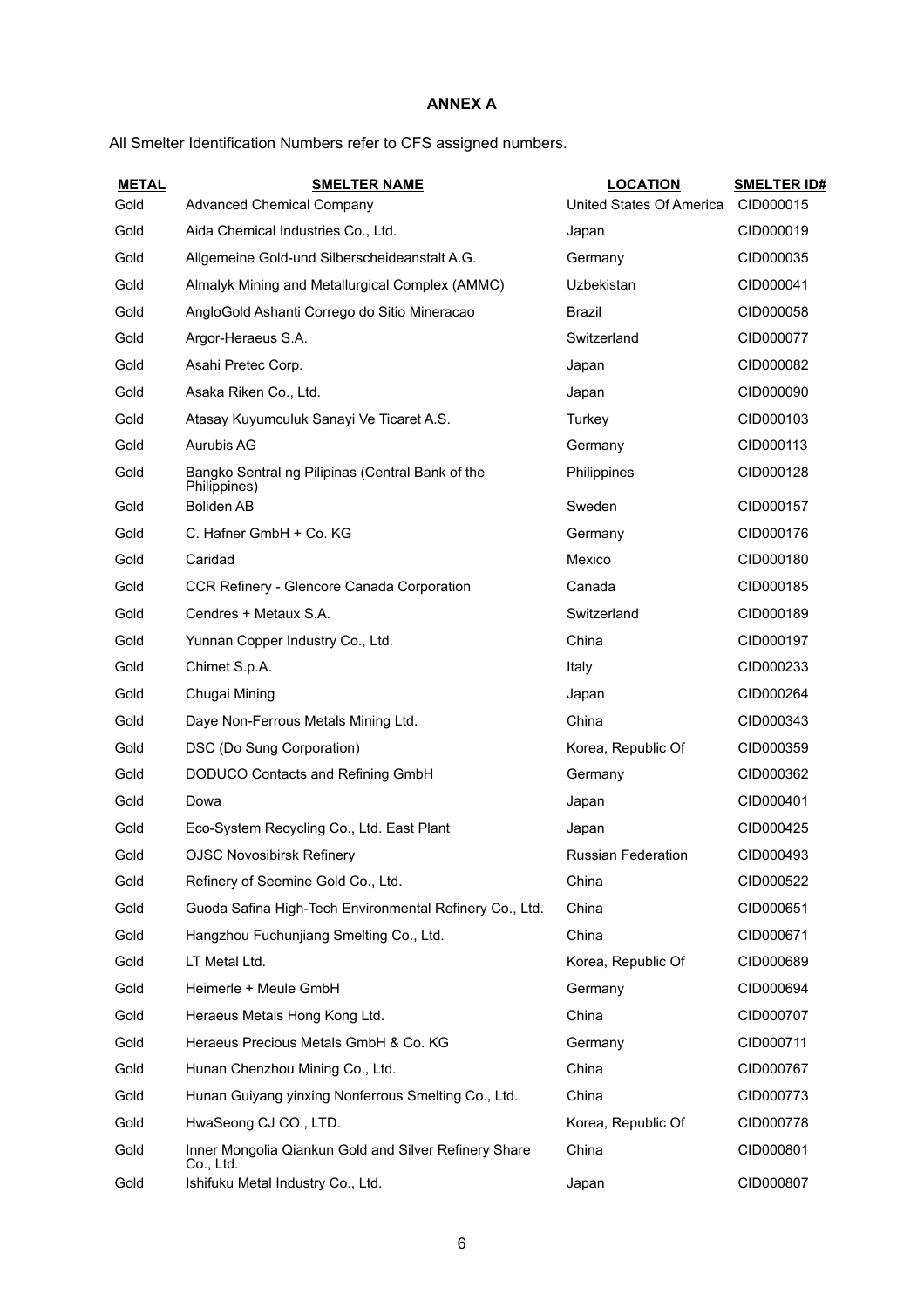# ANNEX A

All Smelter Identification Numbers refer to CFS assigned numbers.

| METAL | SMELTER NAME | LOCATION | SMELTER ID# |
|---|---|---|---|
| Gold | Advanced Chemical Company | United States Of America | CID000015 |
| Gold | Aida Chemical Industries Co., Ltd. | Japan | CID000019 |
| Gold | Allgemeine Gold-und Silberscheideanstalt A.G. | Germany | CID000035 |
| Gold | Almalyk Mining and Metallurgical Complex (AMMC) | Uzbekistan | CID000041 |
| Gold | AngloGold Ashanti Corrego do Sitio Mineracao | Brazil | CID000058 |
| Gold | Argor-Heraeus S.A. | Switzerland | CID000077 |
| Gold | Asahi Pretec Corp. | Japan | CID000082 |
| Gold | Asaka Riken Co., Ltd. | Japan | CID000090 |
| Gold | Atasay Kuyumculuk Sanayi Ve Ticaret A.S. | Turkey | CID000103 |
| Gold | Aurubis AG | Germany | CID000113 |
| Gold | Bangko Sentral ng Pilipinas (Central Bank of the Philippines) | Philippines | CID000128 |
| Gold | Boliden AB | Sweden | CID000157 |
| Gold | C. Hafner GmbH + Co. KG | Germany | CID000176 |
| Gold | Caridad | Mexico | CID000180 |
| Gold | CCR Refinery - Glencore Canada Corporation | Canada | CID000185 |
| Gold | Cendres + Metaux S.A. | Switzerland | CID000189 |
| Gold | Yunnan Copper Industry Co., Ltd. | China | CID000197 |
| Gold | Chimet S.p.A. | Italy | CID000233 |
| Gold | Chugai Mining | Japan | CID000264 |
| Gold | Daye Non-Ferrous Metals Mining Ltd. | China | CID000343 |
| Gold | DSC (Do Sung Corporation) | Korea, Republic Of | CID000359 |
| Gold | DODUCO Contacts and Refining GmbH | Germany | CID000362 |
| Gold | Dowa | Japan | CID000401 |
| Gold | Eco-System Recycling Co., Ltd. East Plant | Japan | CID000425 |
| Gold | OJSC Novosibirsk Refinery | Russian Federation | CID000493 |
| Gold | Refinery of Seemine Gold Co., Ltd. | China | CID000522 |
| Gold | Guoda Safina High-Tech Environmental Refinery Co., Ltd. | China | CID000651 |
| Gold | Hangzhou Fuchunjiang Smelting Co., Ltd. | China | CID000671 |
| Gold | LT Metal Ltd. | Korea, Republic Of | CID000689 |
| Gold | Heimerle + Meule GmbH | Germany | CID000694 |
| Gold | Heraeus Metals Hong Kong Ltd. | China | CID000707 |
| Gold | Heraeus Precious Metals GmbH & Co. KG | Germany | CID000711 |
| Gold | Hunan Chenzhou Mining Co., Ltd. | China | CID000767 |
| Gold | Hunan Guiyang yinxing Nonferrous Smelting Co., Ltd. | China | CID000773 |
| Gold | HwaSeong CJ CO., LTD. | Korea, Republic Of | CID000778 |
| Gold | Inner Mongolia Qiankun Gold and Silver Refinery Share Co., Ltd. | China | CID000801 |
| Gold | Ishifuku Metal Industry Co., Ltd. | Japan | CID000807 |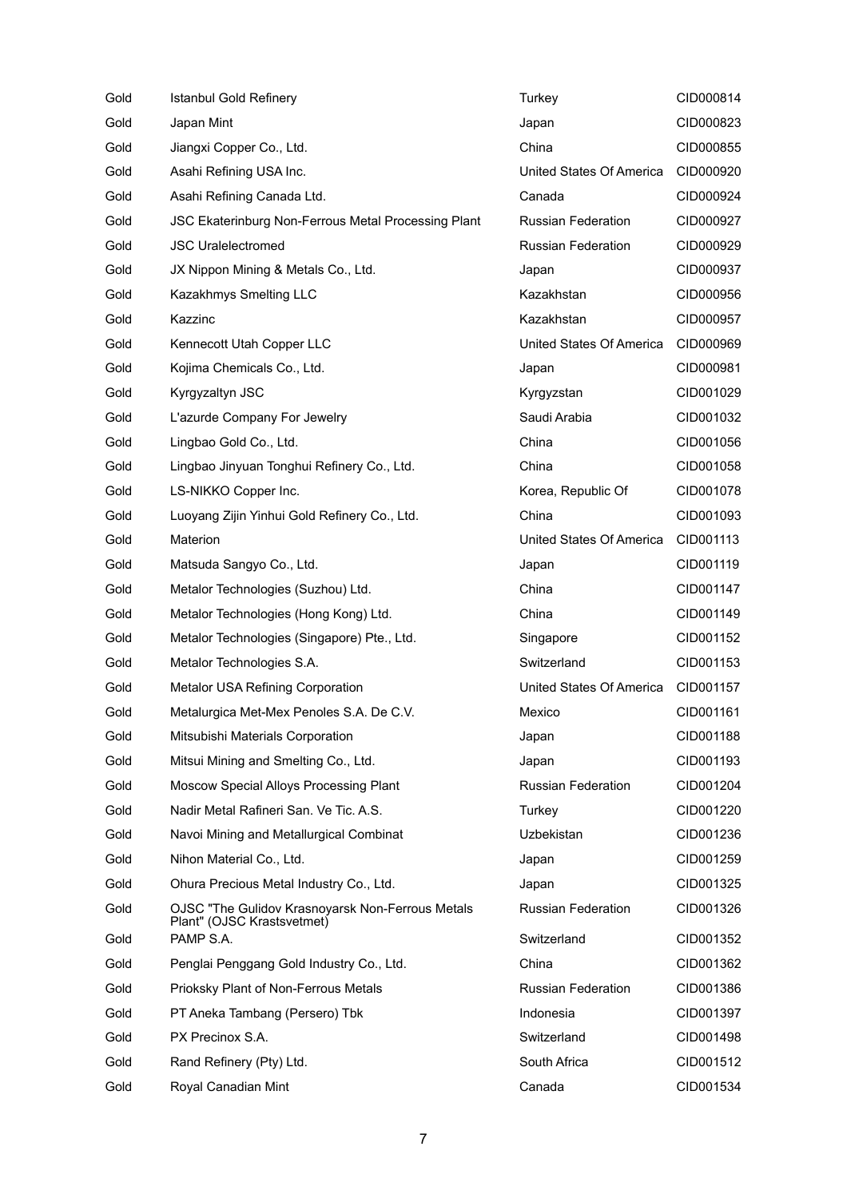| | | | |
|---|---|---|---|
| Gold | Istanbul Gold Refinery | Turkey | CID000814 |
| Gold | Japan Mint | Japan | CID000823 |
| Gold | Jiangxi Copper Co., Ltd. | China | CID000855 |
| Gold | Asahi Refining USA Inc. | United States Of America | CID000920 |
| Gold | Asahi Refining Canada Ltd. | Canada | CID000924 |
| Gold | JSC Ekaterinburg Non-Ferrous Metal Processing Plant | Russian Federation | CID000927 |
| Gold | JSC Uralelectromed | Russian Federation | CID000929 |
| Gold | JX Nippon Mining & Metals Co., Ltd. | Japan | CID000937 |
| Gold | Kazakhmys Smelting LLC | Kazakhstan | CID000956 |
| Gold | Kazzinc | Kazakhstan | CID000957 |
| Gold | Kennecott Utah Copper LLC | United States Of America | CID000969 |
| Gold | Kojima Chemicals Co., Ltd. | Japan | CID000981 |
| Gold | Kyrgyzaltyn JSC | Kyrgyzstan | CID001029 |
| Gold | L'azurde Company For Jewelry | Saudi Arabia | CID001032 |
| Gold | Lingbao Gold Co., Ltd. | China | CID001056 |
| Gold | Lingbao Jinyuan Tonghui Refinery Co., Ltd. | China | CID001058 |
| Gold | LS-NIKKO Copper Inc. | Korea, Republic Of | CID001078 |
| Gold | Luoyang Zijin Yinhui Gold Refinery Co., Ltd. | China | CID001093 |
| Gold | Materion | United States Of America | CID001113 |
| Gold | Matsuda Sangyo Co., Ltd. | Japan | CID001119 |
| Gold | Metalor Technologies (Suzhou) Ltd. | China | CID001147 |
| Gold | Metalor Technologies (Hong Kong) Ltd. | China | CID001149 |
| Gold | Metalor Technologies (Singapore) Pte., Ltd. | Singapore | CID001152 |
| Gold | Metalor Technologies S.A. | Switzerland | CID001153 |
| Gold | Metalor USA Refining Corporation | United States Of America | CID001157 |
| Gold | Metalurgica Met-Mex Penoles S.A. De C.V. | Mexico | CID001161 |
| Gold | Mitsubishi Materials Corporation | Japan | CID001188 |
| Gold | Mitsui Mining and Smelting Co., Ltd. | Japan | CID001193 |
| Gold | Moscow Special Alloys Processing Plant | Russian Federation | CID001204 |
| Gold | Nadir Metal Rafineri San. Ve Tic. A.S. | Turkey | CID001220 |
| Gold | Navoi Mining and Metallurgical Combinat | Uzbekistan | CID001236 |
| Gold | Nihon Material Co., Ltd. | Japan | CID001259 |
| Gold | Ohura Precious Metal Industry Co., Ltd. | Japan | CID001325 |
| Gold | OJSC "The Gulidov Krasnoyarsk Non-Ferrous Metals Plant" (OJSC Krastsvetmet) | Russian Federation | CID001326 |
| Gold | PAMP S.A. | Switzerland | CID001352 |
| Gold | Penglai Penggang Gold Industry Co., Ltd. | China | CID001362 |
| Gold | Prioksky Plant of Non-Ferrous Metals | Russian Federation | CID001386 |
| Gold | PT Aneka Tambang (Persero) Tbk | Indonesia | CID001397 |
| Gold | PX Precinox S.A. | Switzerland | CID001498 |
| Gold | Rand Refinery (Pty) Ltd. | South Africa | CID001512 |
| Gold | Royal Canadian Mint | Canada | CID001534 |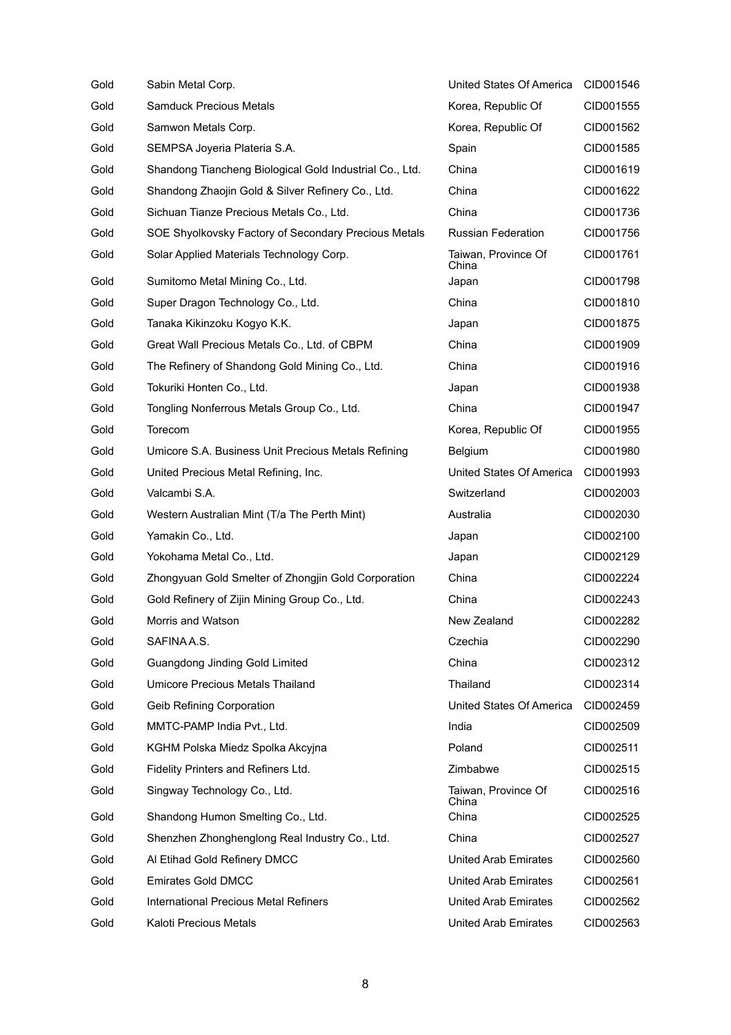| | | | |
|---|---|---|---|
| Gold | Sabin Metal Corp. | United States Of America | CID001546 |
| Gold | Samduck Precious Metals | Korea, Republic Of | CID001555 |
| Gold | Samwon Metals Corp. | Korea, Republic Of | CID001562 |
| Gold | SEMPSA Joyeria Plateria S.A. | Spain | CID001585 |
| Gold | Shandong Tiancheng Biological Gold Industrial Co., Ltd. | China | CID001619 |
| Gold | Shandong Zhaojin Gold & Silver Refinery Co., Ltd. | China | CID001622 |
| Gold | Sichuan Tianze Precious Metals Co., Ltd. | China | CID001736 |
| Gold | SOE Shyolkovsky Factory of Secondary Precious Metals | Russian Federation | CID001756 |
| Gold | Solar Applied Materials Technology Corp. | Taiwan, Province Of China | CID001761 |
| Gold | Sumitomo Metal Mining Co., Ltd. | Japan | CID001798 |
| Gold | Super Dragon Technology Co., Ltd. | China | CID001810 |
| Gold | Tanaka Kikinzoku Kogyo K.K. | Japan | CID001875 |
| Gold | Great Wall Precious Metals Co., Ltd. of CBPM | China | CID001909 |
| Gold | The Refinery of Shandong Gold Mining Co., Ltd. | China | CID001916 |
| Gold | Tokuriki Honten Co., Ltd. | Japan | CID001938 |
| Gold | Tongling Nonferrous Metals Group Co., Ltd. | China | CID001947 |
| Gold | Torecom | Korea, Republic Of | CID001955 |
| Gold | Umicore S.A. Business Unit Precious Metals Refining | Belgium | CID001980 |
| Gold | United Precious Metal Refining, Inc. | United States Of America | CID001993 |
| Gold | Valcambi S.A. | Switzerland | CID002003 |
| Gold | Western Australian Mint (T/a The Perth Mint) | Australia | CID002030 |
| Gold | Yamakin Co., Ltd. | Japan | CID002100 |
| Gold | Yokohama Metal Co., Ltd. | Japan | CID002129 |
| Gold | Zhongyuan Gold Smelter of Zhongjin Gold Corporation | China | CID002224 |
| Gold | Gold Refinery of Zijin Mining Group Co., Ltd. | China | CID002243 |
| Gold | Morris and Watson | New Zealand | CID002282 |
| Gold | SAFINA A.S. | Czechia | CID002290 |
| Gold | Guangdong Jinding Gold Limited | China | CID002312 |
| Gold | Umicore Precious Metals Thailand | Thailand | CID002314 |
| Gold | Geib Refining Corporation | United States Of America | CID002459 |
| Gold | MMTC-PAMP India Pvt., Ltd. | India | CID002509 |
| Gold | KGHM Polska Miedz Spolka Akcyjna | Poland | CID002511 |
| Gold | Fidelity Printers and Refiners Ltd. | Zimbabwe | CID002515 |
| Gold | Singway Technology Co., Ltd. | Taiwan, Province Of China | CID002516 |
| Gold | Shandong Humon Smelting Co., Ltd. | China | CID002525 |
| Gold | Shenzhen Zhonghenglong Real Industry Co., Ltd. | China | CID002527 |
| Gold | Al Etihad Gold Refinery DMCC | United Arab Emirates | CID002560 |
| Gold | Emirates Gold DMCC | United Arab Emirates | CID002561 |
| Gold | International Precious Metal Refiners | United Arab Emirates | CID002562 |
| Gold | Kaloti Precious Metals | United Arab Emirates | CID002563 |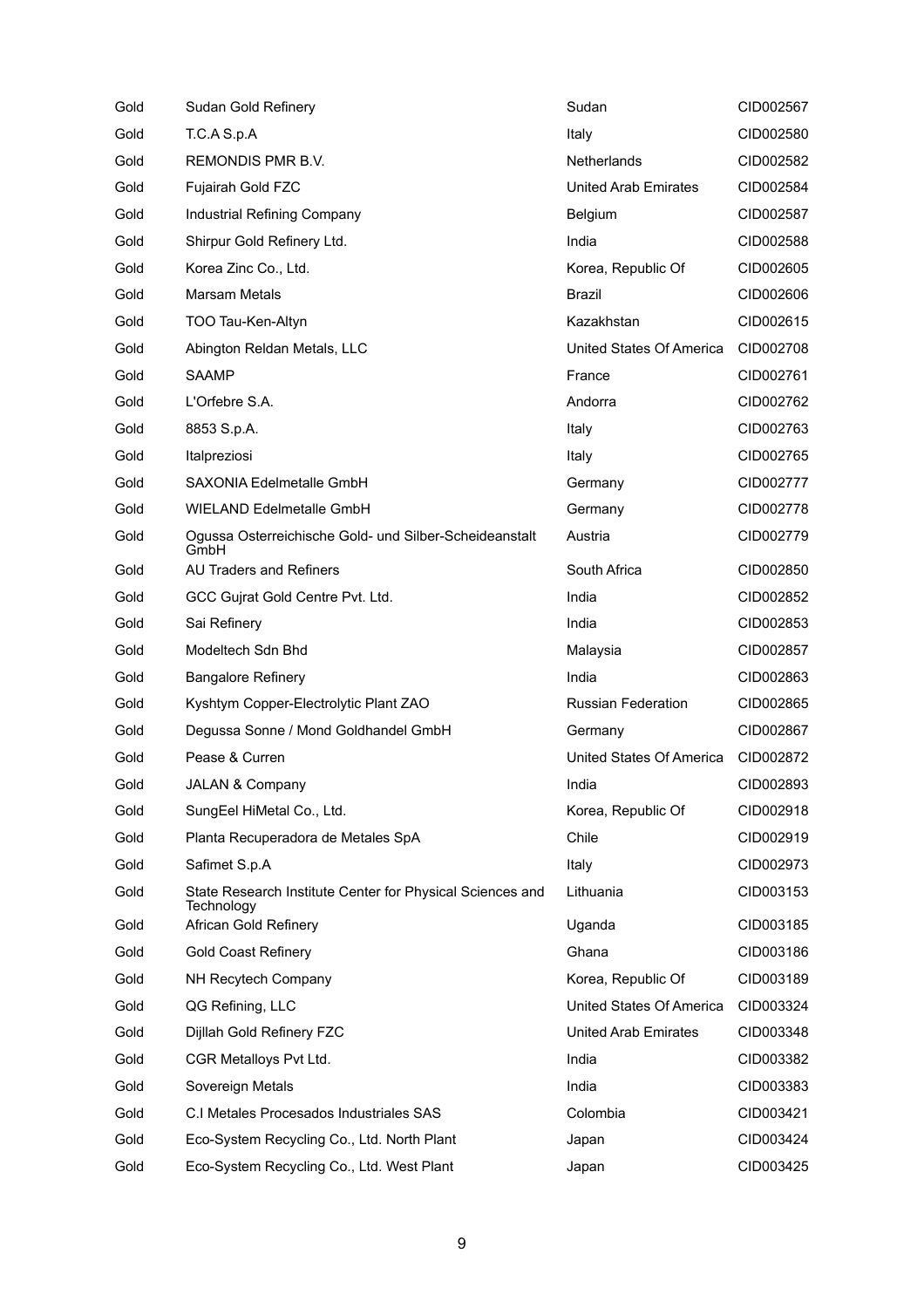| | | | |
|---|---|---|---|
| Gold | Sudan Gold Refinery | Sudan | CID002567 |
| Gold | T.C.A S.p.A | Italy | CID002580 |
| Gold | REMONDIS PMR B.V. | Netherlands | CID002582 |
| Gold | Fujairah Gold FZC | United Arab Emirates | CID002584 |
| Gold | Industrial Refining Company | Belgium | CID002587 |
| Gold | Shirpur Gold Refinery Ltd. | India | CID002588 |
| Gold | Korea Zinc Co., Ltd. | Korea, Republic Of | CID002605 |
| Gold | Marsam Metals | Brazil | CID002606 |
| Gold | TOO Tau-Ken-Altyn | Kazakhstan | CID002615 |
| Gold | Abington Reldan Metals, LLC | United States Of America | CID002708 |
| Gold | SAAMP | France | CID002761 |
| Gold | L'Orfebre S.A. | Andorra | CID002762 |
| Gold | 8853 S.p.A. | Italy | CID002763 |
| Gold | Italpreziosi | Italy | CID002765 |
| Gold | SAXONIA Edelmetalle GmbH | Germany | CID002777 |
| Gold | WIELAND Edelmetalle GmbH | Germany | CID002778 |
| Gold | Ogussa Osterreichische Gold- und Silber-Scheideanstalt GmbH | Austria | CID002779 |
| Gold | AU Traders and Refiners | South Africa | CID002850 |
| Gold | GCC Gujrat Gold Centre Pvt. Ltd. | India | CID002852 |
| Gold | Sai Refinery | India | CID002853 |
| Gold | Modeltech Sdn Bhd | Malaysia | CID002857 |
| Gold | Bangalore Refinery | India | CID002863 |
| Gold | Kyshtym Copper-Electrolytic Plant ZAO | Russian Federation | CID002865 |
| Gold | Degussa Sonne / Mond Goldhandel GmbH | Germany | CID002867 |
| Gold | Pease & Curren | United States Of America | CID002872 |
| Gold | JALAN & Company | India | CID002893 |
| Gold | SungEel HiMetal Co., Ltd. | Korea, Republic Of | CID002918 |
| Gold | Planta Recuperadora de Metales SpA | Chile | CID002919 |
| Gold | Safimet S.p.A | Italy | CID002973 |
| Gold | State Research Institute Center for Physical Sciences and Technology | Lithuania | CID003153 |
| Gold | African Gold Refinery | Uganda | CID003185 |
| Gold | Gold Coast Refinery | Ghana | CID003186 |
| Gold | NH Recytech Company | Korea, Republic Of | CID003189 |
| Gold | QG Refining, LLC | United States Of America | CID003324 |
| Gold | Dijllah Gold Refinery FZC | United Arab Emirates | CID003348 |
| Gold | CGR Metalloys Pvt Ltd. | India | CID003382 |
| Gold | Sovereign Metals | India | CID003383 |
| Gold | C.I Metales Procesados Industriales SAS | Colombia | CID003421 |
| Gold | Eco-System Recycling Co., Ltd. North Plant | Japan | CID003424 |
| Gold | Eco-System Recycling Co., Ltd. West Plant | Japan | CID003425 |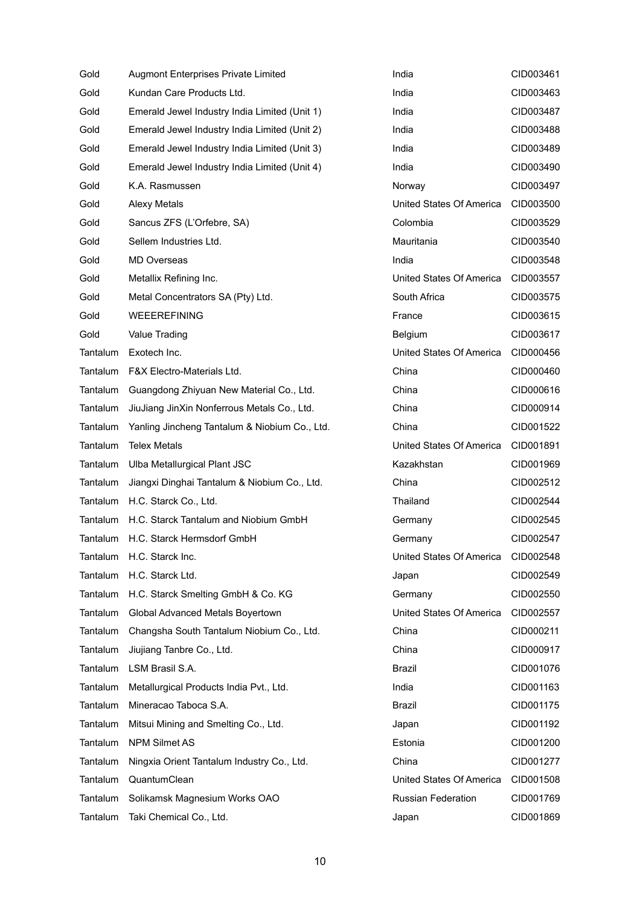| | | | |
|---|---|---|---|
| Gold | Augmont Enterprises Private Limited | India | CID003461 |
| Gold | Kundan Care Products Ltd. | India | CID003463 |
| Gold | Emerald Jewel Industry India Limited (Unit 1) | India | CID003487 |
| Gold | Emerald Jewel Industry India Limited (Unit 2) | India | CID003488 |
| Gold | Emerald Jewel Industry India Limited (Unit 3) | India | CID003489 |
| Gold | Emerald Jewel Industry India Limited (Unit 4) | India | CID003490 |
| Gold | K.A. Rasmussen | Norway | CID003497 |
| Gold | Alexy Metals | United States Of America | CID003500 |
| Gold | Sancus ZFS (L'Orfebre, SA) | Colombia | CID003529 |
| Gold | Sellem Industries Ltd. | Mauritania | CID003540 |
| Gold | MD Overseas | India | CID003548 |
| Gold | Metallix Refining Inc. | United States Of America | CID003557 |
| Gold | Metal Concentrators SA (Pty) Ltd. | South Africa | CID003575 |
| Gold | WEEEREFINING | France | CID003615 |
| Gold | Value Trading | Belgium | CID003617 |
| Tantalum | Exotech Inc. | United States Of America | CID000456 |
| Tantalum | F&X Electro-Materials Ltd. | China | CID000460 |
| Tantalum | Guangdong Zhiyuan New Material Co., Ltd. | China | CID000616 |
| Tantalum | JiuJiang JinXin Nonferrous Metals Co., Ltd. | China | CID000914 |
| Tantalum | Yanling Jincheng Tantalum & Niobium Co., Ltd. | China | CID001522 |
| Tantalum | Telex Metals | United States Of America | CID001891 |
| Tantalum | Ulba Metallurgical Plant JSC | Kazakhstan | CID001969 |
| Tantalum | Jiangxi Dinghai Tantalum & Niobium Co., Ltd. | China | CID002512 |
| Tantalum | H.C. Starck Co., Ltd. | Thailand | CID002544 |
| Tantalum | H.C. Starck Tantalum and Niobium GmbH | Germany | CID002545 |
| Tantalum | H.C. Starck Hermsdorf GmbH | Germany | CID002547 |
| Tantalum | H.C. Starck Inc. | United States Of America | CID002548 |
| Tantalum | H.C. Starck Ltd. | Japan | CID002549 |
| Tantalum | H.C. Starck Smelting GmbH & Co. KG | Germany | CID002550 |
| Tantalum | Global Advanced Metals Boyertown | United States Of America | CID002557 |
| Tantalum | Changsha South Tantalum Niobium Co., Ltd. | China | CID000211 |
| Tantalum | Jiujiang Tanbre Co., Ltd. | China | CID000917 |
| Tantalum | LSM Brasil S.A. | Brazil | CID001076 |
| Tantalum | Metallurgical Products India Pvt., Ltd. | India | CID001163 |
| Tantalum | Mineracao Taboca S.A. | Brazil | CID001175 |
| Tantalum | Mitsui Mining and Smelting Co., Ltd. | Japan | CID001192 |
| Tantalum | NPM Silmet AS | Estonia | CID001200 |
| Tantalum | Ningxia Orient Tantalum Industry Co., Ltd. | China | CID001277 |
| Tantalum | QuantumClean | United States Of America | CID001508 |
| Tantalum | Solikamsk Magnesium Works OAO | Russian Federation | CID001769 |
| Tantalum | Taki Chemical Co., Ltd. | Japan | CID001869 |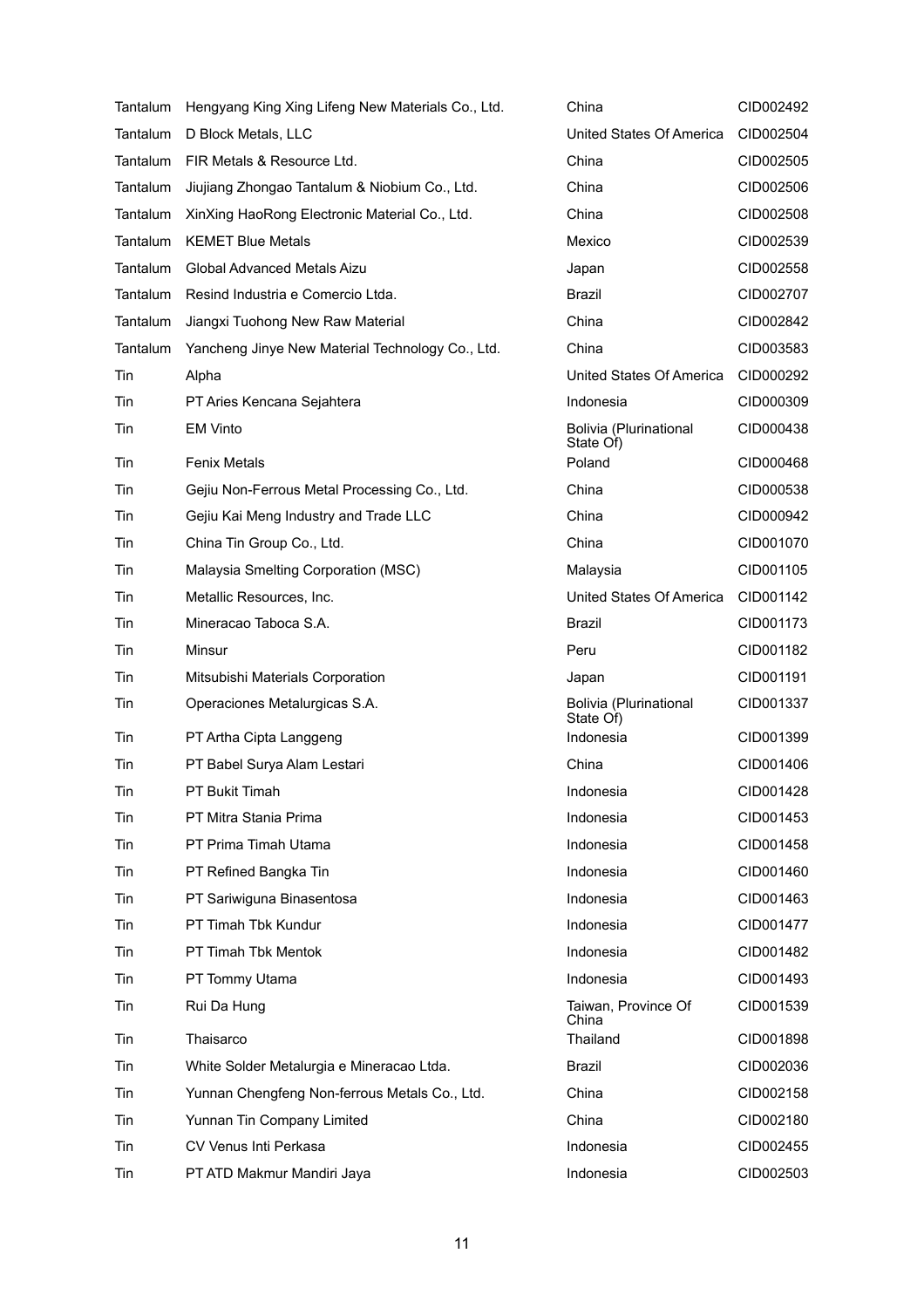| | | | |
|---|---|---|---|
| Tantalum | Hengyang King Xing Lifeng New Materials Co., Ltd. | China | CID002492 |
| Tantalum | D Block Metals, LLC | United States Of America | CID002504 |
| Tantalum | FIR Metals & Resource Ltd. | China | CID002505 |
| Tantalum | Jiujiang Zhongao Tantalum & Niobium Co., Ltd. | China | CID002506 |
| Tantalum | XinXing HaoRong Electronic Material Co., Ltd. | China | CID002508 |
| Tantalum | KEMET Blue Metals | Mexico | CID002539 |
| Tantalum | Global Advanced Metals Aizu | Japan | CID002558 |
| Tantalum | Resind Industria e Comercio Ltda. | Brazil | CID002707 |
| Tantalum | Jiangxi Tuohong New Raw Material | China | CID002842 |
| Tantalum | Yancheng Jinye New Material Technology Co., Ltd. | China | CID003583 |
| Tin | Alpha | United States Of America | CID000292 |
| Tin | PT Aries Kencana Sejahtera | Indonesia | CID000309 |
| Tin | EM Vinto | Bolivia (Plurinational State Of) | CID000438 |
| Tin | Fenix Metals | Poland | CID000468 |
| Tin | Gejiu Non-Ferrous Metal Processing Co., Ltd. | China | CID000538 |
| Tin | Gejiu Kai Meng Industry and Trade LLC | China | CID000942 |
| Tin | China Tin Group Co., Ltd. | China | CID001070 |
| Tin | Malaysia Smelting Corporation (MSC) | Malaysia | CID001105 |
| Tin | Metallic Resources, Inc. | United States Of America | CID001142 |
| Tin | Mineracao Taboca S.A. | Brazil | CID001173 |
| Tin | Minsur | Peru | CID001182 |
| Tin | Mitsubishi Materials Corporation | Japan | CID001191 |
| Tin | Operaciones Metalurgicas S.A. | Bolivia (Plurinational State Of) | CID001337 |
| Tin | PT Artha Cipta Langgeng | Indonesia | CID001399 |
| Tin | PT Babel Surya Alam Lestari | China | CID001406 |
| Tin | PT Bukit Timah | Indonesia | CID001428 |
| Tin | PT Mitra Stania Prima | Indonesia | CID001453 |
| Tin | PT Prima Timah Utama | Indonesia | CID001458 |
| Tin | PT Refined Bangka Tin | Indonesia | CID001460 |
| Tin | PT Sariwiguna Binasentosa | Indonesia | CID001463 |
| Tin | PT Timah Tbk Kundur | Indonesia | CID001477 |
| Tin | PT Timah Tbk Mentok | Indonesia | CID001482 |
| Tin | PT Tommy Utama | Indonesia | CID001493 |
| Tin | Rui Da Hung | Taiwan, Province Of China | CID001539 |
| Tin | Thaisarco | Thailand | CID001898 |
| Tin | White Solder Metalurgia e Mineracao Ltda. | Brazil | CID002036 |
| Tin | Yunnan Chengfeng Non-ferrous Metals Co., Ltd. | China | CID002158 |
| Tin | Yunnan Tin Company Limited | China | CID002180 |
| Tin | CV Venus Inti Perkasa | Indonesia | CID002455 |
| Tin | PT ATD Makmur Mandiri Jaya | Indonesia | CID002503 |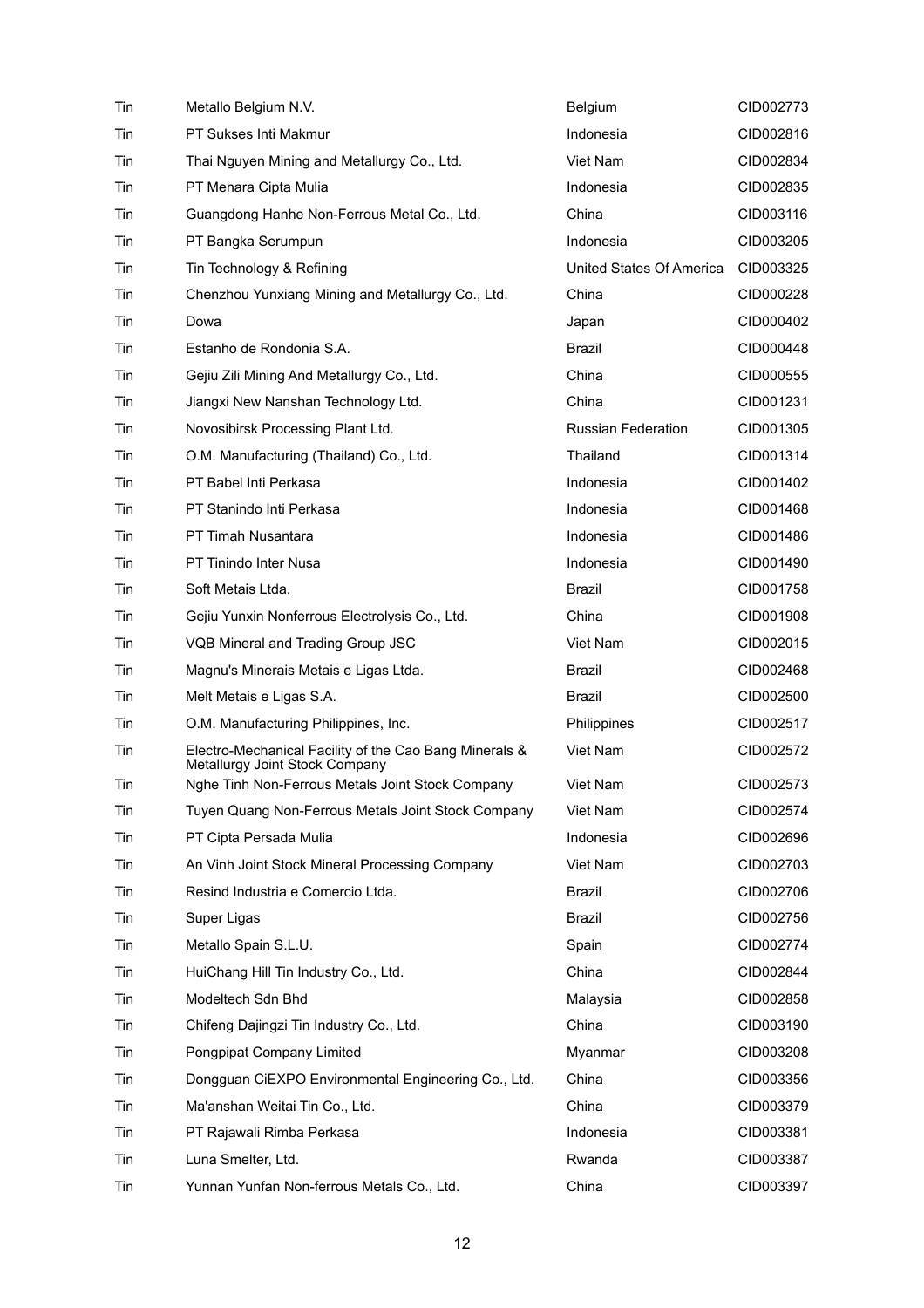| Tin | Metallo Belgium N.V. | Belgium | CID002773 |
|---|---|---|---|
| Tin | PT Sukses Inti Makmur | Indonesia | CID002816 |
| Tin | Thai Nguyen Mining and Metallurgy Co., Ltd. | Viet Nam | CID002834 |
| Tin | PT Menara Cipta Mulia | Indonesia | CID002835 |
| Tin | Guangdong Hanhe Non-Ferrous Metal Co., Ltd. | China | CID003116 |
| Tin | PT Bangka Serumpun | Indonesia | CID003205 |
| Tin | Tin Technology & Refining | United States Of America | CID003325 |
| Tin | Chenzhou Yunxiang Mining and Metallurgy Co., Ltd. | China | CID000228 |
| Tin | Dowa | Japan | CID000402 |
| Tin | Estanho de Rondonia S.A. | Brazil | CID000448 |
| Tin | Gejiu Zili Mining And Metallurgy Co., Ltd. | China | CID000555 |
| Tin | Jiangxi New Nanshan Technology Ltd. | China | CID001231 |
| Tin | Novosibirsk Processing Plant Ltd. | Russian Federation | CID001305 |
| Tin | O.M. Manufacturing (Thailand) Co., Ltd. | Thailand | CID001314 |
| Tin | PT Babel Inti Perkasa | Indonesia | CID001402 |
| Tin | PT Stanindo Inti Perkasa | Indonesia | CID001468 |
| Tin | PT Timah Nusantara | Indonesia | CID001486 |
| Tin | PT Tinindo Inter Nusa | Indonesia | CID001490 |
| Tin | Soft Metais Ltda. | Brazil | CID001758 |
| Tin | Gejiu Yunxin Nonferrous Electrolysis Co., Ltd. | China | CID001908 |
| Tin | VQB Mineral and Trading Group JSC | Viet Nam | CID002015 |
| Tin | Magnu's Minerais Metais e Ligas Ltda. | Brazil | CID002468 |
| Tin | Melt Metais e Ligas S.A. | Brazil | CID002500 |
| Tin | O.M. Manufacturing Philippines, Inc. | Philippines | CID002517 |
| Tin | Electro-Mechanical Facility of the Cao Bang Minerals & Metallurgy Joint Stock Company | Viet Nam | CID002572 |
| Tin | Nghe Tinh Non-Ferrous Metals Joint Stock Company | Viet Nam | CID002573 |
| Tin | Tuyen Quang Non-Ferrous Metals Joint Stock Company | Viet Nam | CID002574 |
| Tin | PT Cipta Persada Mulia | Indonesia | CID002696 |
| Tin | An Vinh Joint Stock Mineral Processing Company | Viet Nam | CID002703 |
| Tin | Resind Industria e Comercio Ltda. | Brazil | CID002706 |
| Tin | Super Ligas | Brazil | CID002756 |
| Tin | Metallo Spain S.L.U. | Spain | CID002774 |
| Tin | HuiChang Hill Tin Industry Co., Ltd. | China | CID002844 |
| Tin | Modeltech Sdn Bhd | Malaysia | CID002858 |
| Tin | Chifeng Dajingzi Tin Industry Co., Ltd. | China | CID003190 |
| Tin | Pongpipat Company Limited | Myanmar | CID003208 |
| Tin | Dongguan CiEXPO Environmental Engineering Co., Ltd. | China | CID003356 |
| Tin | Ma'anshan Weitai Tin Co., Ltd. | China | CID003379 |
| Tin | PT Rajawali Rimba Perkasa | Indonesia | CID003381 |
| Tin | Luna Smelter, Ltd. | Rwanda | CID003387 |
| Tin | Yunnan Yunfan Non-ferrous Metals Co., Ltd. | China | CID003397 |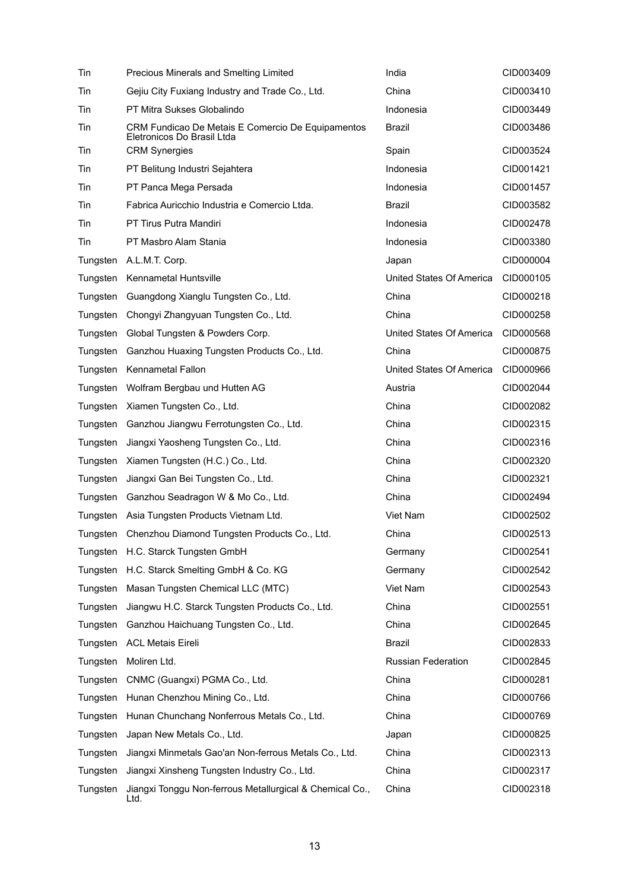| | | | |
|---|---|---|---|
| Tin | Precious Minerals and Smelting Limited | India | CID003409 |
| Tin | Gejiu City Fuxiang Industry and Trade Co., Ltd. | China | CID003410 |
| Tin | PT Mitra Sukses Globalindo | Indonesia | CID003449 |
| Tin | CRM Fundicao De Metais E Comercio De Equipamentos Eletronicos Do Brasil Ltda | Brazil | CID003486 |
| Tin | CRM Synergies | Spain | CID003524 |
| Tin | PT Belitung Industri Sejahtera | Indonesia | CID001421 |
| Tin | PT Panca Mega Persada | Indonesia | CID001457 |
| Tin | Fabrica Auricchio Industria e Comercio Ltda. | Brazil | CID003582 |
| Tin | PT Tirus Putra Mandiri | Indonesia | CID002478 |
| Tin | PT Masbro Alam Stania | Indonesia | CID003380 |
| Tungsten | A.L.M.T. Corp. | Japan | CID000004 |
| Tungsten | Kennametal Huntsville | United States Of America | CID000105 |
| Tungsten | Guangdong Xianglu Tungsten Co., Ltd. | China | CID000218 |
| Tungsten | Chongyi Zhangyuan Tungsten Co., Ltd. | China | CID000258 |
| Tungsten | Global Tungsten & Powders Corp. | United States Of America | CID000568 |
| Tungsten | Ganzhou Huaxing Tungsten Products Co., Ltd. | China | CID000875 |
| Tungsten | Kennametal Fallon | United States Of America | CID000966 |
| Tungsten | Wolfram Bergbau und Hutten AG | Austria | CID002044 |
| Tungsten | Xiamen Tungsten Co., Ltd. | China | CID002082 |
| Tungsten | Ganzhou Jiangwu Ferrotungsten Co., Ltd. | China | CID002315 |
| Tungsten | Jiangxi Yaosheng Tungsten Co., Ltd. | China | CID002316 |
| Tungsten | Xiamen Tungsten (H.C.) Co., Ltd. | China | CID002320 |
| Tungsten | Jiangxi Gan Bei Tungsten Co., Ltd. | China | CID002321 |
| Tungsten | Ganzhou Seadragon W & Mo Co., Ltd. | China | CID002494 |
| Tungsten | Asia Tungsten Products Vietnam Ltd. | Viet Nam | CID002502 |
| Tungsten | Chenzhou Diamond Tungsten Products Co., Ltd. | China | CID002513 |
| Tungsten | H.C. Starck Tungsten GmbH | Germany | CID002541 |
| Tungsten | H.C. Starck Smelting GmbH & Co. KG | Germany | CID002542 |
| Tungsten | Masan Tungsten Chemical LLC (MTC) | Viet Nam | CID002543 |
| Tungsten | Jiangwu H.C. Starck Tungsten Products Co., Ltd. | China | CID002551 |
| Tungsten | Ganzhou Haichuang Tungsten Co., Ltd. | China | CID002645 |
| Tungsten | ACL Metais Eireli | Brazil | CID002833 |
| Tungsten | Moliren Ltd. | Russian Federation | CID002845 |
| Tungsten | CNMC (Guangxi) PGMA Co., Ltd. | China | CID000281 |
| Tungsten | Hunan Chenzhou Mining Co., Ltd. | China | CID000766 |
| Tungsten | Hunan Chunchang Nonferrous Metals Co., Ltd. | China | CID000769 |
| Tungsten | Japan New Metals Co., Ltd. | Japan | CID000825 |
| Tungsten | Jiangxi Minmetals Gao'an Non-ferrous Metals Co., Ltd. | China | CID002313 |
| Tungsten | Jiangxi Xinsheng Tungsten Industry Co., Ltd. | China | CID002317 |
| Tungsten | Jiangxi Tonggu Non-ferrous Metallurgical & Chemical Co., Ltd. | China | CID002318 |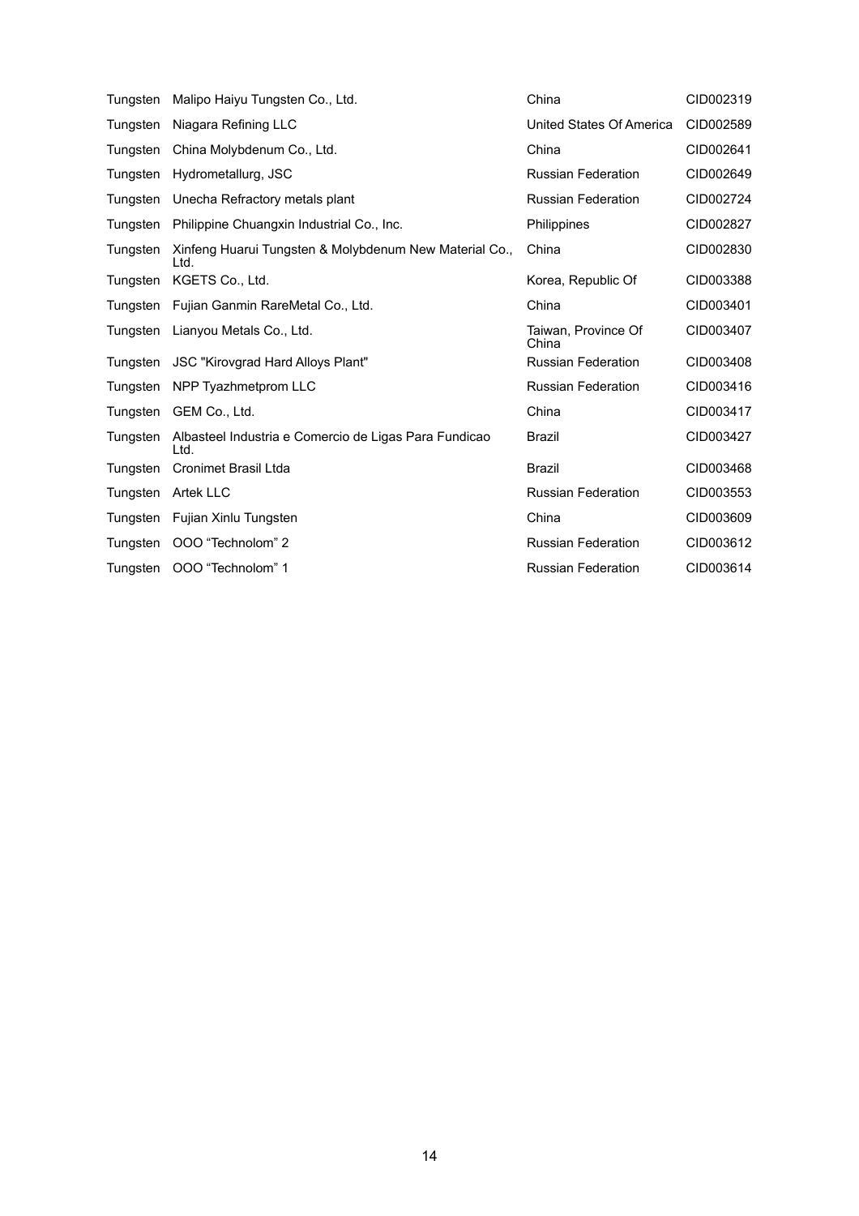| | | | |
|---|---|---|---|
| Tungsten | Malipo Haiyu Tungsten Co., Ltd. | China | CID002319 |
| Tungsten | Niagara Refining LLC | United States Of America | CID002589 |
| Tungsten | China Molybdenum Co., Ltd. | China | CID002641 |
| Tungsten | Hydrometallurg, JSC | Russian Federation | CID002649 |
| Tungsten | Unecha Refractory metals plant | Russian Federation | CID002724 |
| Tungsten | Philippine Chuangxin Industrial Co., Inc. | Philippines | CID002827 |
| Tungsten | Xinfeng Huarui Tungsten & Molybdenum New Material Co., Ltd. | China | CID002830 |
| Tungsten | KGETS Co., Ltd. | Korea, Republic Of | CID003388 |
| Tungsten | Fujian Ganmin RareMetal Co., Ltd. | China | CID003401 |
| Tungsten | Lianyou Metals Co., Ltd. | Taiwan, Province Of China | CID003407 |
| Tungsten | JSC "Kirovgrad Hard Alloys Plant" | Russian Federation | CID003408 |
| Tungsten | NPP Tyazhmetprom LLC | Russian Federation | CID003416 |
| Tungsten | GEM Co., Ltd. | China | CID003417 |
| Tungsten | Albasteel Industria e Comercio de Ligas Para Fundicao Ltd. | Brazil | CID003427 |
| Tungsten | Cronimet Brasil Ltda | Brazil | CID003468 |
| Tungsten | Artek LLC | Russian Federation | CID003553 |
| Tungsten | Fujian Xinlu Tungsten | China | CID003609 |
| Tungsten | OOO “Technolom” 2 | Russian Federation | CID003612 |
| Tungsten | OOO “Technolom” 1 | Russian Federation | CID003614 |